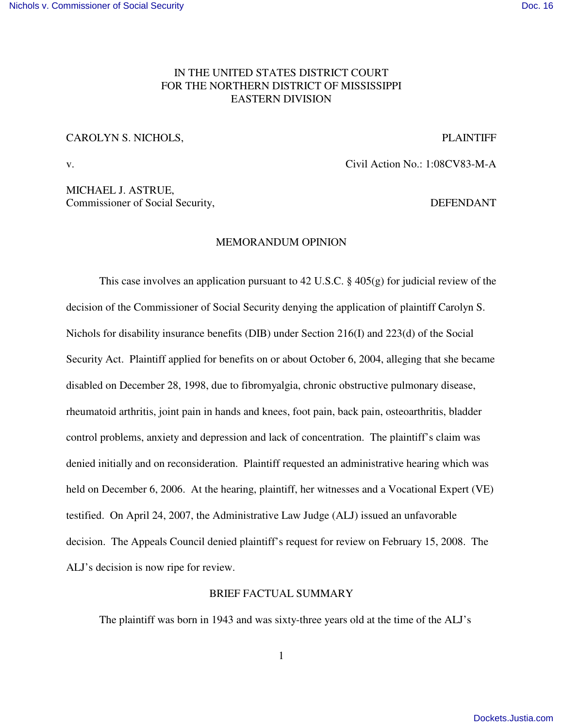IN THE UNITED STATES DISTRICT COURT
FOR THE NORTHERN DISTRICT OF MISSISSIPPI
EASTERN DIVISION

CAROLYN S. NICHOLS, PLAINTIFF

v. Civil Action No.: 1:08CV83-M-A

MICHAEL J. ASTRUE,
Commissioner of Social Security, DEFENDANT

## MEMORANDUM OPINION

This case involves an application pursuant to 42 U.S.C. § 405(g) for judicial review of the decision of the Commissioner of Social Security denying the application of plaintiff Carolyn S. Nichols for disability insurance benefits (DIB) under Section 216(I) and 223(d) of the Social Security Act. Plaintiff applied for benefits on or about October 6, 2004, alleging that she became disabled on December 28, 1998, due to fibromyalgia, chronic obstructive pulmonary disease, rheumatoid arthritis, joint pain in hands and knees, foot pain, back pain, osteoarthritis, bladder control problems, anxiety and depression and lack of concentration. The plaintiff's claim was denied initially and on reconsideration. Plaintiff requested an administrative hearing which was held on December 6, 2006. At the hearing, plaintiff, her witnesses and a Vocational Expert (VE) testified. On April 24, 2007, the Administrative Law Judge (ALJ) issued an unfavorable decision. The Appeals Council denied plaintiff's request for review on February 15, 2008. The ALJ's decision is now ripe for review.

## BRIEF FACTUAL SUMMARY

The plaintiff was born in 1943 and was sixty-three years old at the time of the ALJ's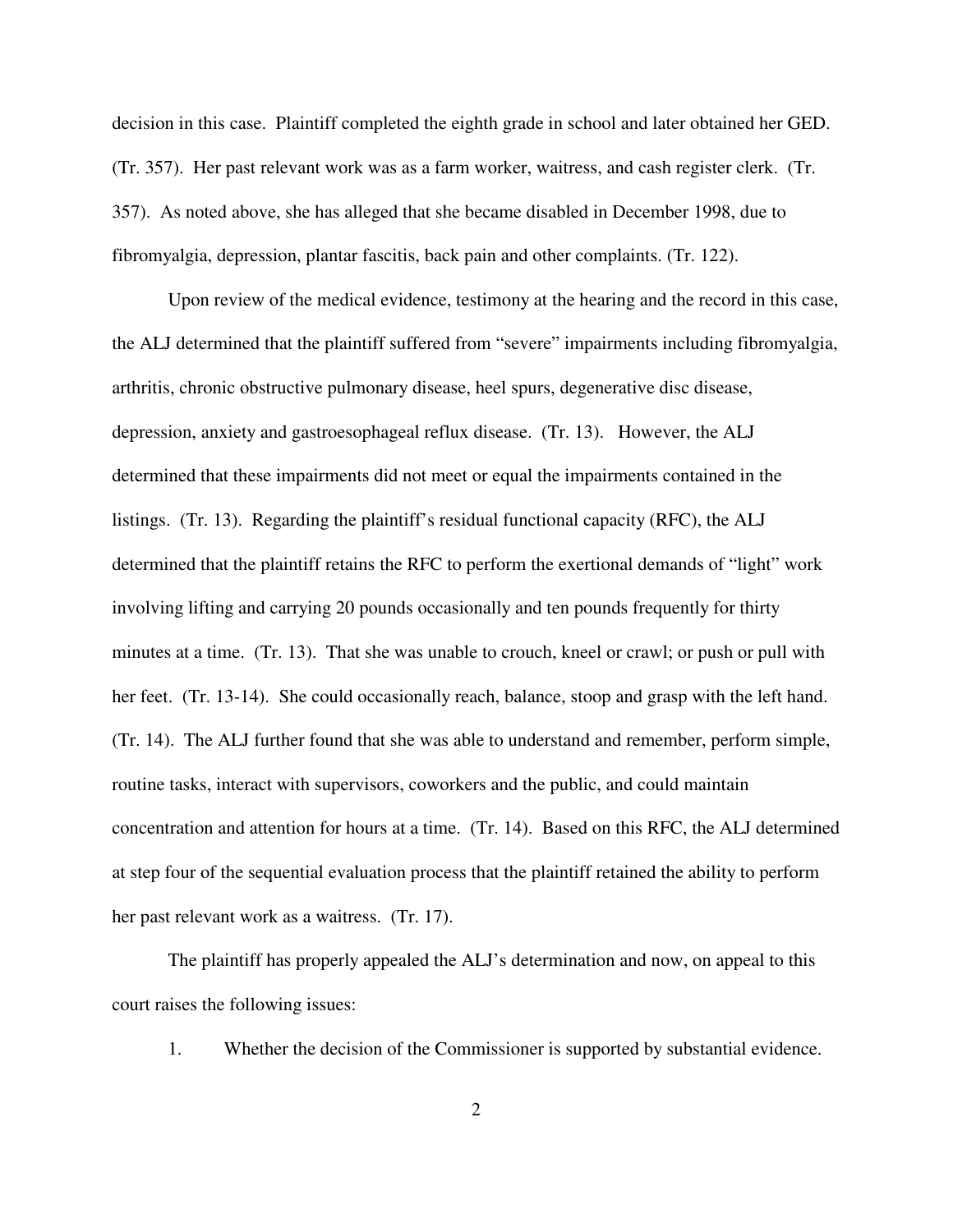decision in this case. Plaintiff completed the eighth grade in school and later obtained her GED. (Tr. 357). Her past relevant work was as a farm worker, waitress, and cash register clerk. (Tr. 357). As noted above, she has alleged that she became disabled in December 1998, due to fibromyalgia, depression, plantar fascitis, back pain and other complaints. (Tr. 122).

Upon review of the medical evidence, testimony at the hearing and the record in this case, the ALJ determined that the plaintiff suffered from "severe" impairments including fibromyalgia, arthritis, chronic obstructive pulmonary disease, heel spurs, degenerative disc disease, depression, anxiety and gastroesophageal reflux disease. (Tr. 13). However, the ALJ determined that these impairments did not meet or equal the impairments contained in the listings. (Tr. 13). Regarding the plaintiff's residual functional capacity (RFC), the ALJ determined that the plaintiff retains the RFC to perform the exertional demands of "light" work involving lifting and carrying 20 pounds occasionally and ten pounds frequently for thirty minutes at a time. (Tr. 13). That she was unable to crouch, kneel or crawl; or push or pull with her feet. (Tr. 13-14). She could occasionally reach, balance, stoop and grasp with the left hand. (Tr. 14). The ALJ further found that she was able to understand and remember, perform simple, routine tasks, interact with supervisors, coworkers and the public, and could maintain concentration and attention for hours at a time. (Tr. 14). Based on this RFC, the ALJ determined at step four of the sequential evaluation process that the plaintiff retained the ability to perform her past relevant work as a waitress. (Tr. 17).

The plaintiff has properly appealed the ALJ's determination and now, on appeal to this court raises the following issues:

1. Whether the decision of the Commissioner is supported by substantial evidence.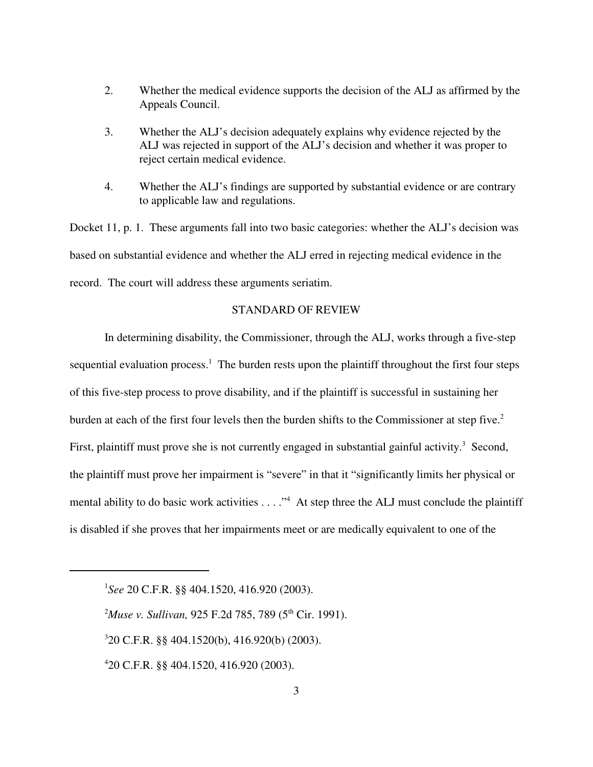2. Whether the medical evidence supports the decision of the ALJ as affirmed by the Appeals Council.

3. Whether the ALJ's decision adequately explains why evidence rejected by the ALJ was rejected in support of the ALJ's decision and whether it was proper to reject certain medical evidence.

4. Whether the ALJ's findings are supported by substantial evidence or are contrary to applicable law and regulations.

Docket 11, p. 1. These arguments fall into two basic categories: whether the ALJ's decision was based on substantial evidence and whether the ALJ erred in rejecting medical evidence in the record. The court will address these arguments seriatim.

## STANDARD OF REVIEW

In determining disability, the Commissioner, through the ALJ, works through a five-step sequential evaluation process.[1] The burden rests upon the plaintiff throughout the first four steps of this five-step process to prove disability, and if the plaintiff is successful in sustaining her burden at each of the first four levels then the burden shifts to the Commissioner at step five.[2] First, plaintiff must prove she is not currently engaged in substantial gainful activity.[3] Second, the plaintiff must prove her impairment is "severe" in that it "significantly limits her physical or mental ability to do basic work activities . . . ."[4] At step three the ALJ must conclude the plaintiff is disabled if she proves that her impairments meet or are medically equivalent to one of the

---

[1] *See* 20 C.F.R. §§ 404.1520, 416.920 (2003).

[2] *Muse v. Sullivan,* 925 F.2d 785, 789 (5th Cir. 1991).

[3] 20 C.F.R. §§ 404.1520(b), 416.920(b) (2003).

[4] 20 C.F.R. §§ 404.1520, 416.920 (2003).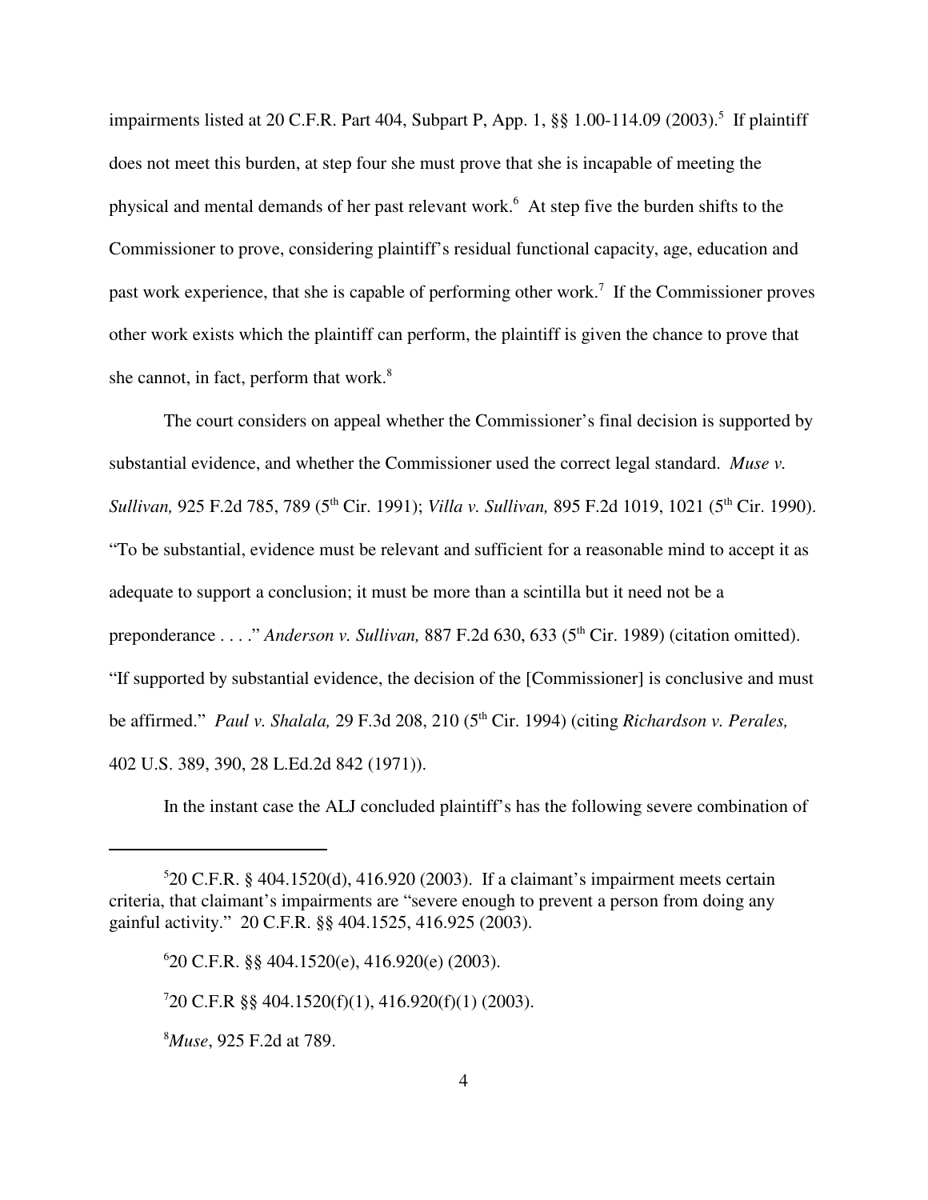impairments listed at 20 C.F.R. Part 404, Subpart P, App. 1, §§ 1.00-114.09 (2003).[5] If plaintiff does not meet this burden, at step four she must prove that she is incapable of meeting the physical and mental demands of her past relevant work.[6] At step five the burden shifts to the Commissioner to prove, considering plaintiff's residual functional capacity, age, education and past work experience, that she is capable of performing other work.[7] If the Commissioner proves other work exists which the plaintiff can perform, the plaintiff is given the chance to prove that she cannot, in fact, perform that work.[8]

The court considers on appeal whether the Commissioner's final decision is supported by substantial evidence, and whether the Commissioner used the correct legal standard. *Muse v. Sullivan,* 925 F.2d 785, 789 (5th Cir. 1991); *Villa v. Sullivan,* 895 F.2d 1019, 1021 (5th Cir. 1990). "To be substantial, evidence must be relevant and sufficient for a reasonable mind to accept it as adequate to support a conclusion; it must be more than a scintilla but it need not be a preponderance . . . ." *Anderson v. Sullivan,* 887 F.2d 630, 633 (5th Cir. 1989) (citation omitted). "If supported by substantial evidence, the decision of the [Commissioner] is conclusive and must be affirmed." *Paul v. Shalala,* 29 F.3d 208, 210 (5th Cir. 1994) (citing *Richardson v. Perales,* 402 U.S. 389, 390, 28 L.Ed.2d 842 (1971)).

In the instant case the ALJ concluded plaintiff's has the following severe combination of

---

[5] 20 C.F.R. § 404.1520(d), 416.920 (2003). If a claimant's impairment meets certain criteria, that claimant's impairments are "severe enough to prevent a person from doing any gainful activity." 20 C.F.R. §§ 404.1525, 416.925 (2003).

[6] 20 C.F.R. §§ 404.1520(e), 416.920(e) (2003).

[7] 20 C.F.R §§ 404.1520(f)(1), 416.920(f)(1) (2003).

[8] *Muse*, 925 F.2d at 789.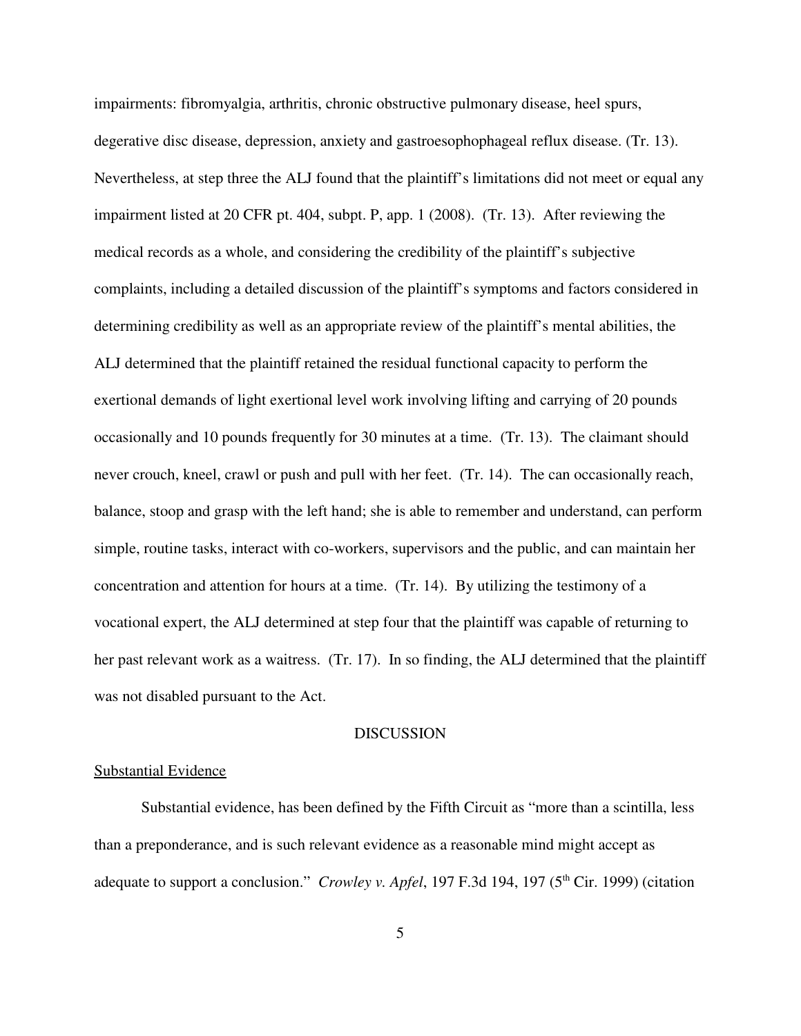impairments: fibromyalgia, arthritis, chronic obstructive pulmonary disease, heel spurs, degerative disc disease, depression, anxiety and gastroesophophageal reflux disease. (Tr. 13). Nevertheless, at step three the ALJ found that the plaintiff's limitations did not meet or equal any impairment listed at 20 CFR pt. 404, subpt. P, app. 1 (2008). (Tr. 13). After reviewing the medical records as a whole, and considering the credibility of the plaintiff's subjective complaints, including a detailed discussion of the plaintiff's symptoms and factors considered in determining credibility as well as an appropriate review of the plaintiff's mental abilities, the ALJ determined that the plaintiff retained the residual functional capacity to perform the exertional demands of light exertional level work involving lifting and carrying of 20 pounds occasionally and 10 pounds frequently for 30 minutes at a time. (Tr. 13). The claimant should never crouch, kneel, crawl or push and pull with her feet. (Tr. 14). The can occasionally reach, balance, stoop and grasp with the left hand; she is able to remember and understand, can perform simple, routine tasks, interact with co-workers, supervisors and the public, and can maintain her concentration and attention for hours at a time. (Tr. 14). By utilizing the testimony of a vocational expert, the ALJ determined at step four that the plaintiff was capable of returning to her past relevant work as a waitress. (Tr. 17). In so finding, the ALJ determined that the plaintiff was not disabled pursuant to the Act.

## DISCUSSION

Substantial Evidence

Substantial evidence, has been defined by the Fifth Circuit as "more than a scintilla, less than a preponderance, and is such relevant evidence as a reasonable mind might accept as adequate to support a conclusion." *Crowley v. Apfel*, 197 F.3d 194, 197 (5th Cir. 1999) (citation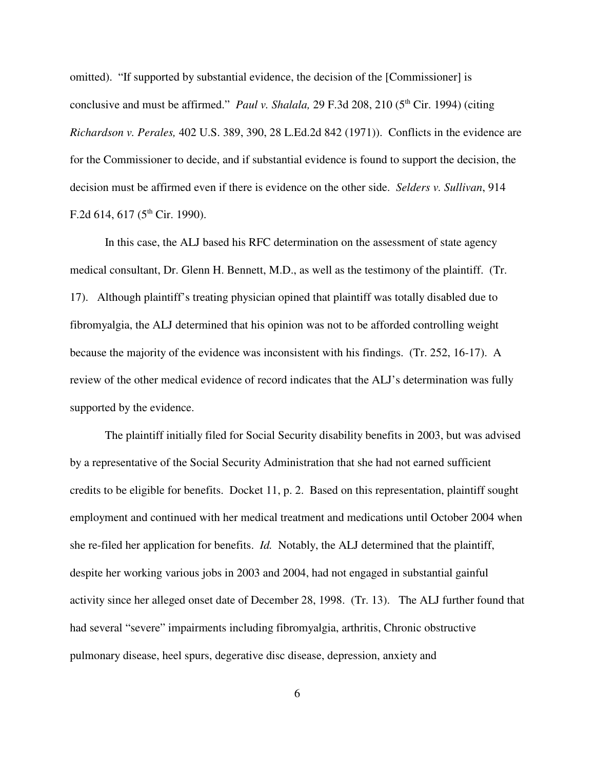omitted). "If supported by substantial evidence, the decision of the [Commissioner] is conclusive and must be affirmed." *Paul v. Shalala,* 29 F.3d 208, 210 (5th Cir. 1994) (citing *Richardson v. Perales,* 402 U.S. 389, 390, 28 L.Ed.2d 842 (1971)). Conflicts in the evidence are for the Commissioner to decide, and if substantial evidence is found to support the decision, the decision must be affirmed even if there is evidence on the other side. *Selders v. Sullivan*, 914 F.2d 614, 617 (5th Cir. 1990).

In this case, the ALJ based his RFC determination on the assessment of state agency medical consultant, Dr. Glenn H. Bennett, M.D., as well as the testimony of the plaintiff. (Tr. 17). Although plaintiff's treating physician opined that plaintiff was totally disabled due to fibromyalgia, the ALJ determined that his opinion was not to be afforded controlling weight because the majority of the evidence was inconsistent with his findings. (Tr. 252, 16-17). A review of the other medical evidence of record indicates that the ALJ's determination was fully supported by the evidence.

The plaintiff initially filed for Social Security disability benefits in 2003, but was advised by a representative of the Social Security Administration that she had not earned sufficient credits to be eligible for benefits. Docket 11, p. 2. Based on this representation, plaintiff sought employment and continued with her medical treatment and medications until October 2004 when she re-filed her application for benefits. *Id.* Notably, the ALJ determined that the plaintiff, despite her working various jobs in 2003 and 2004, had not engaged in substantial gainful activity since her alleged onset date of December 28, 1998. (Tr. 13). The ALJ further found that had several "severe" impairments including fibromyalgia, arthritis, Chronic obstructive pulmonary disease, heel spurs, degerative disc disease, depression, anxiety and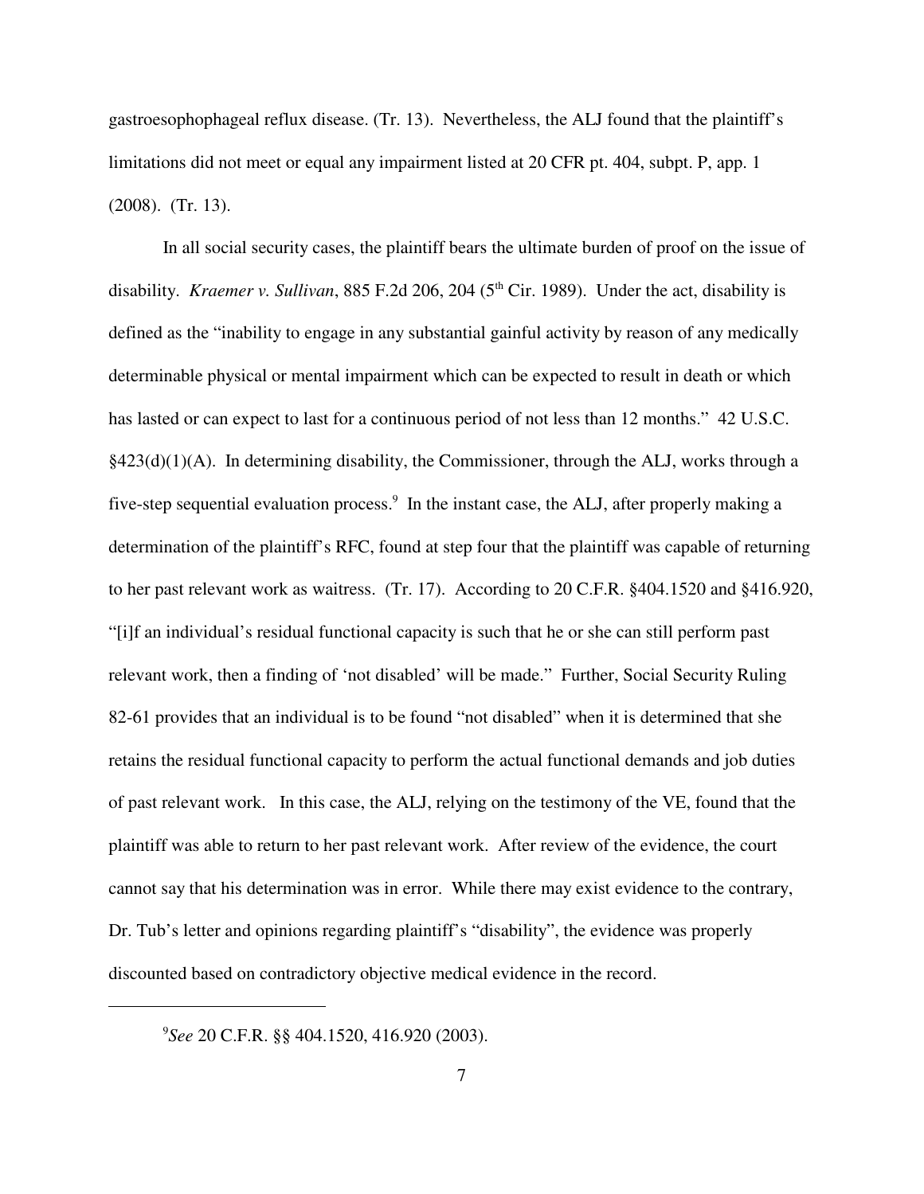gastroesophophageal reflux disease. (Tr. 13). Nevertheless, the ALJ found that the plaintiff's limitations did not meet or equal any impairment listed at 20 CFR pt. 404, subpt. P, app. 1 (2008). (Tr. 13).

In all social security cases, the plaintiff bears the ultimate burden of proof on the issue of disability. *Kraemer v. Sullivan*, 885 F.2d 206, 204 (5th Cir. 1989). Under the act, disability is defined as the "inability to engage in any substantial gainful activity by reason of any medically determinable physical or mental impairment which can be expected to result in death or which has lasted or can expect to last for a continuous period of not less than 12 months." 42 U.S.C. §423(d)(1)(A). In determining disability, the Commissioner, through the ALJ, works through a five-step sequential evaluation process.[9] In the instant case, the ALJ, after properly making a determination of the plaintiff's RFC, found at step four that the plaintiff was capable of returning to her past relevant work as waitress. (Tr. 17). According to 20 C.F.R. §404.1520 and §416.920, "[i]f an individual's residual functional capacity is such that he or she can still perform past relevant work, then a finding of 'not disabled' will be made." Further, Social Security Ruling 82-61 provides that an individual is to be found "not disabled" when it is determined that she retains the residual functional capacity to perform the actual functional demands and job duties of past relevant work. In this case, the ALJ, relying on the testimony of the VE, found that the plaintiff was able to return to her past relevant work. After review of the evidence, the court cannot say that his determination was in error. While there may exist evidence to the contrary, Dr. Tub's letter and opinions regarding plaintiff's "disability", the evidence was properly discounted based on contradictory objective medical evidence in the record.

---

[9] *See* 20 C.F.R. §§ 404.1520, 416.920 (2003).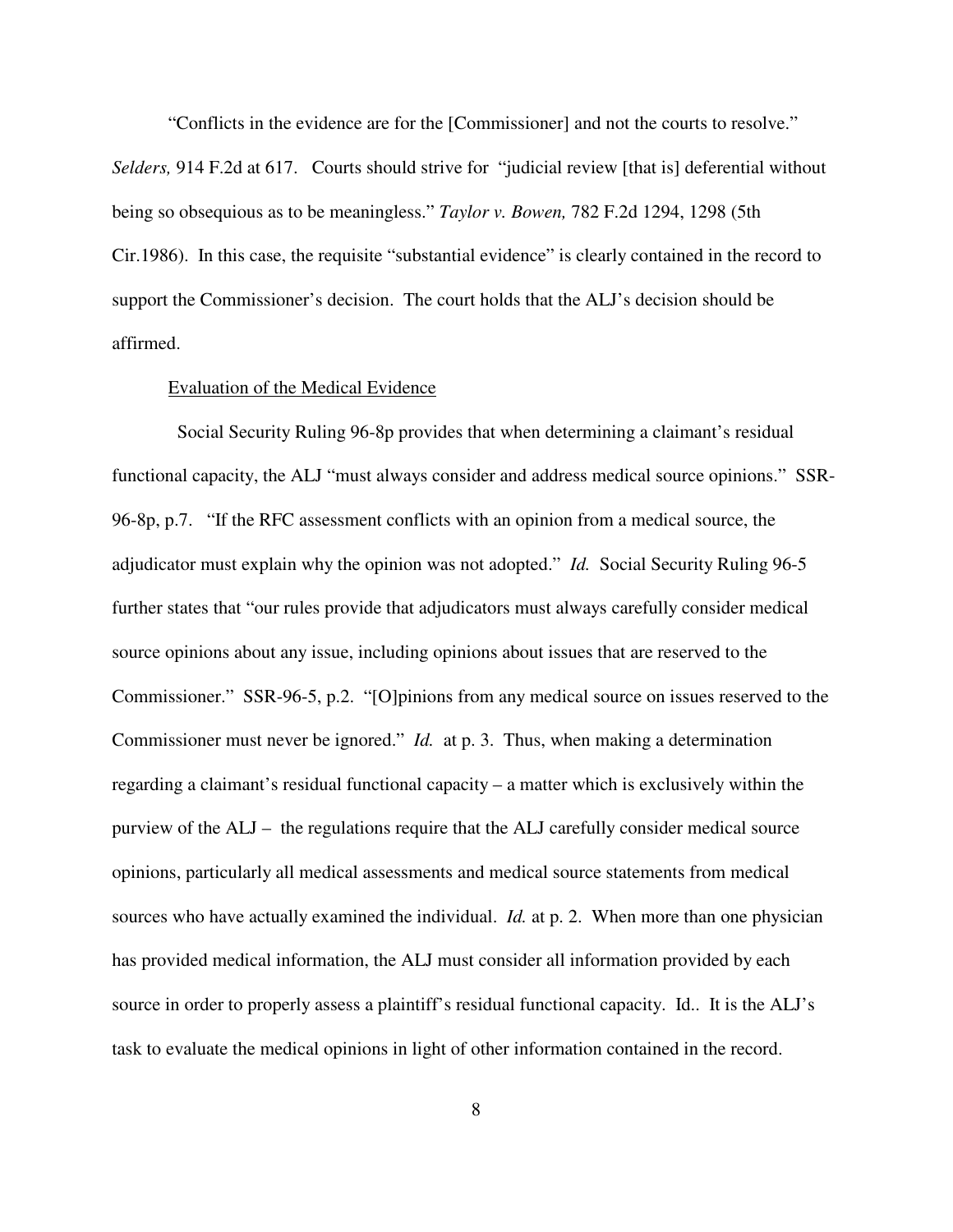"Conflicts in the evidence are for the [Commissioner] and not the courts to resolve." *Selders,* 914 F.2d at 617. Courts should strive for "judicial review [that is] deferential without being so obsequious as to be meaningless." *Taylor v. Bowen,* 782 F.2d 1294, 1298 (5th Cir.1986). In this case, the requisite "substantial evidence" is clearly contained in the record to support the Commissioner's decision. The court holds that the ALJ's decision should be affirmed.

Evaluation of the Medical Evidence

Social Security Ruling 96-8p provides that when determining a claimant's residual functional capacity, the ALJ "must always consider and address medical source opinions." SSR-96-8p, p.7. "If the RFC assessment conflicts with an opinion from a medical source, the adjudicator must explain why the opinion was not adopted." *Id.* Social Security Ruling 96-5 further states that "our rules provide that adjudicators must always carefully consider medical source opinions about any issue, including opinions about issues that are reserved to the Commissioner." SSR-96-5, p.2. "[O]pinions from any medical source on issues reserved to the Commissioner must never be ignored." *Id.* at p. 3. Thus, when making a determination regarding a claimant's residual functional capacity – a matter which is exclusively within the purview of the ALJ – the regulations require that the ALJ carefully consider medical source opinions, particularly all medical assessments and medical source statements from medical sources who have actually examined the individual. *Id.* at p. 2. When more than one physician has provided medical information, the ALJ must consider all information provided by each source in order to properly assess a plaintiff's residual functional capacity. Id.. It is the ALJ's task to evaluate the medical opinions in light of other information contained in the record.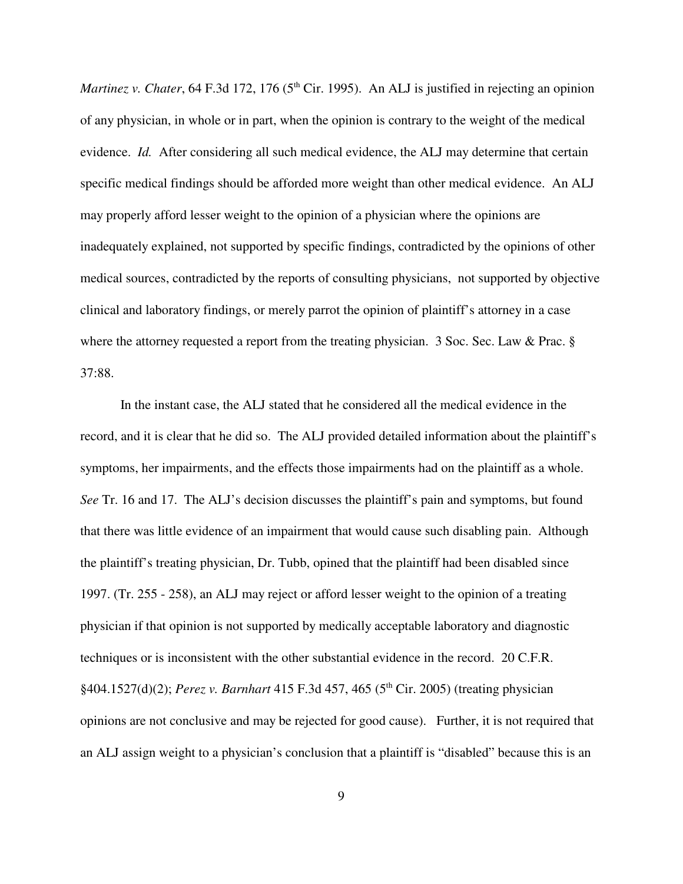*Martinez v. Chater*, 64 F.3d 172, 176 (5th Cir. 1995). An ALJ is justified in rejecting an opinion of any physician, in whole or in part, when the opinion is contrary to the weight of the medical evidence. *Id.* After considering all such medical evidence, the ALJ may determine that certain specific medical findings should be afforded more weight than other medical evidence. An ALJ may properly afford lesser weight to the opinion of a physician where the opinions are inadequately explained, not supported by specific findings, contradicted by the opinions of other medical sources, contradicted by the reports of consulting physicians, not supported by objective clinical and laboratory findings, or merely parrot the opinion of plaintiff's attorney in a case where the attorney requested a report from the treating physician. 3 Soc. Sec. Law & Prac. § 37:88.

In the instant case, the ALJ stated that he considered all the medical evidence in the record, and it is clear that he did so. The ALJ provided detailed information about the plaintiff's symptoms, her impairments, and the effects those impairments had on the plaintiff as a whole. *See* Tr. 16 and 17. The ALJ's decision discusses the plaintiff's pain and symptoms, but found that there was little evidence of an impairment that would cause such disabling pain. Although the plaintiff's treating physician, Dr. Tubb, opined that the plaintiff had been disabled since 1997. (Tr. 255 - 258), an ALJ may reject or afford lesser weight to the opinion of a treating physician if that opinion is not supported by medically acceptable laboratory and diagnostic techniques or is inconsistent with the other substantial evidence in the record. 20 C.F.R. §404.1527(d)(2); *Perez v. Barnhart* 415 F.3d 457, 465 (5th Cir. 2005) (treating physician opinions are not conclusive and may be rejected for good cause). Further, it is not required that an ALJ assign weight to a physician's conclusion that a plaintiff is "disabled" because this is an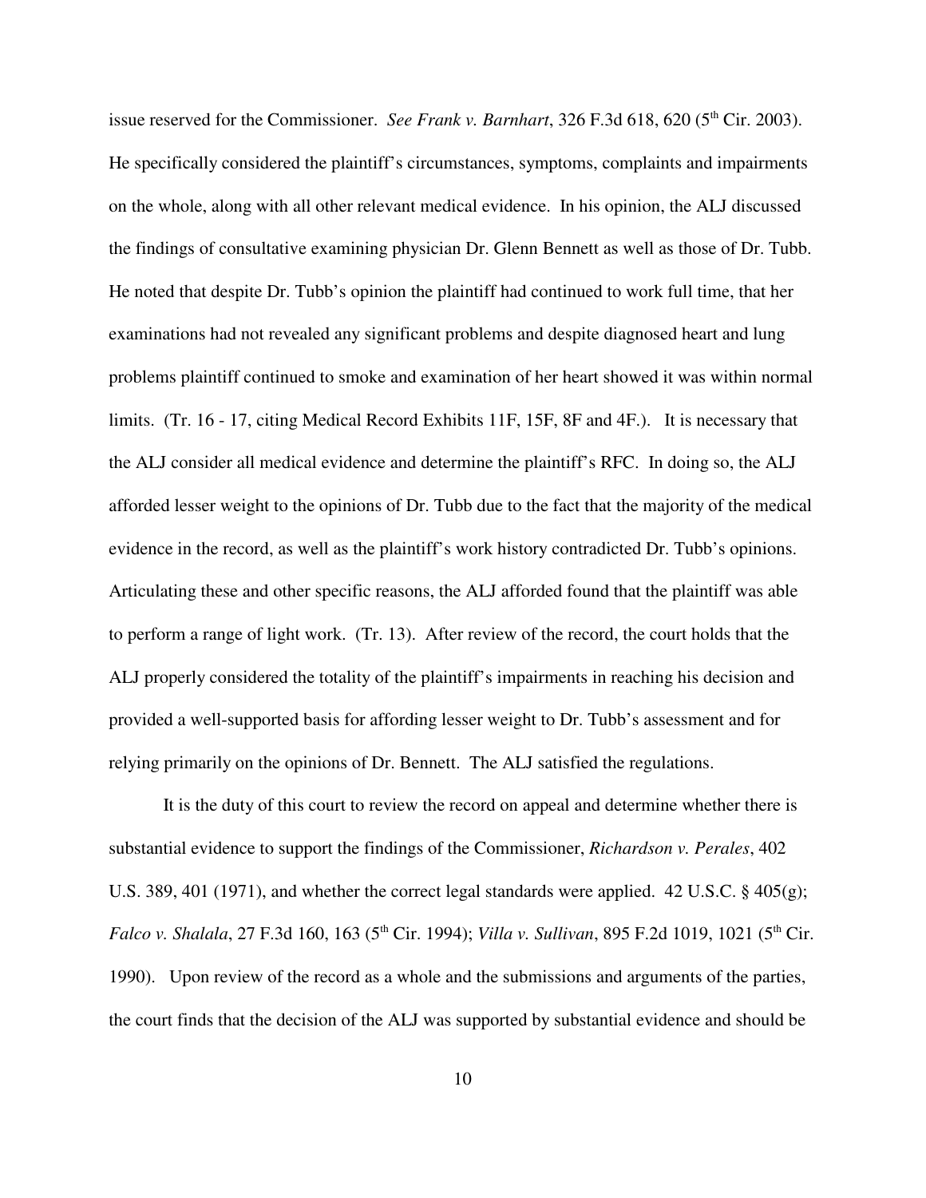issue reserved for the Commissioner. *See Frank v. Barnhart*, 326 F.3d 618, 620 (5th Cir. 2003). He specifically considered the plaintiff's circumstances, symptoms, complaints and impairments on the whole, along with all other relevant medical evidence. In his opinion, the ALJ discussed the findings of consultative examining physician Dr. Glenn Bennett as well as those of Dr. Tubb. He noted that despite Dr. Tubb's opinion the plaintiff had continued to work full time, that her examinations had not revealed any significant problems and despite diagnosed heart and lung problems plaintiff continued to smoke and examination of her heart showed it was within normal limits. (Tr. 16 - 17, citing Medical Record Exhibits 11F, 15F, 8F and 4F.). It is necessary that the ALJ consider all medical evidence and determine the plaintiff's RFC. In doing so, the ALJ afforded lesser weight to the opinions of Dr. Tubb due to the fact that the majority of the medical evidence in the record, as well as the plaintiff's work history contradicted Dr. Tubb's opinions. Articulating these and other specific reasons, the ALJ afforded found that the plaintiff was able to perform a range of light work. (Tr. 13). After review of the record, the court holds that the ALJ properly considered the totality of the plaintiff's impairments in reaching his decision and provided a well-supported basis for affording lesser weight to Dr. Tubb's assessment and for relying primarily on the opinions of Dr. Bennett. The ALJ satisfied the regulations.

It is the duty of this court to review the record on appeal and determine whether there is substantial evidence to support the findings of the Commissioner, *Richardson v. Perales*, 402 U.S. 389, 401 (1971), and whether the correct legal standards were applied. 42 U.S.C. § 405(g); *Falco v. Shalala*, 27 F.3d 160, 163 (5th Cir. 1994); *Villa v. Sullivan*, 895 F.2d 1019, 1021 (5th Cir. 1990). Upon review of the record as a whole and the submissions and arguments of the parties, the court finds that the decision of the ALJ was supported by substantial evidence and should be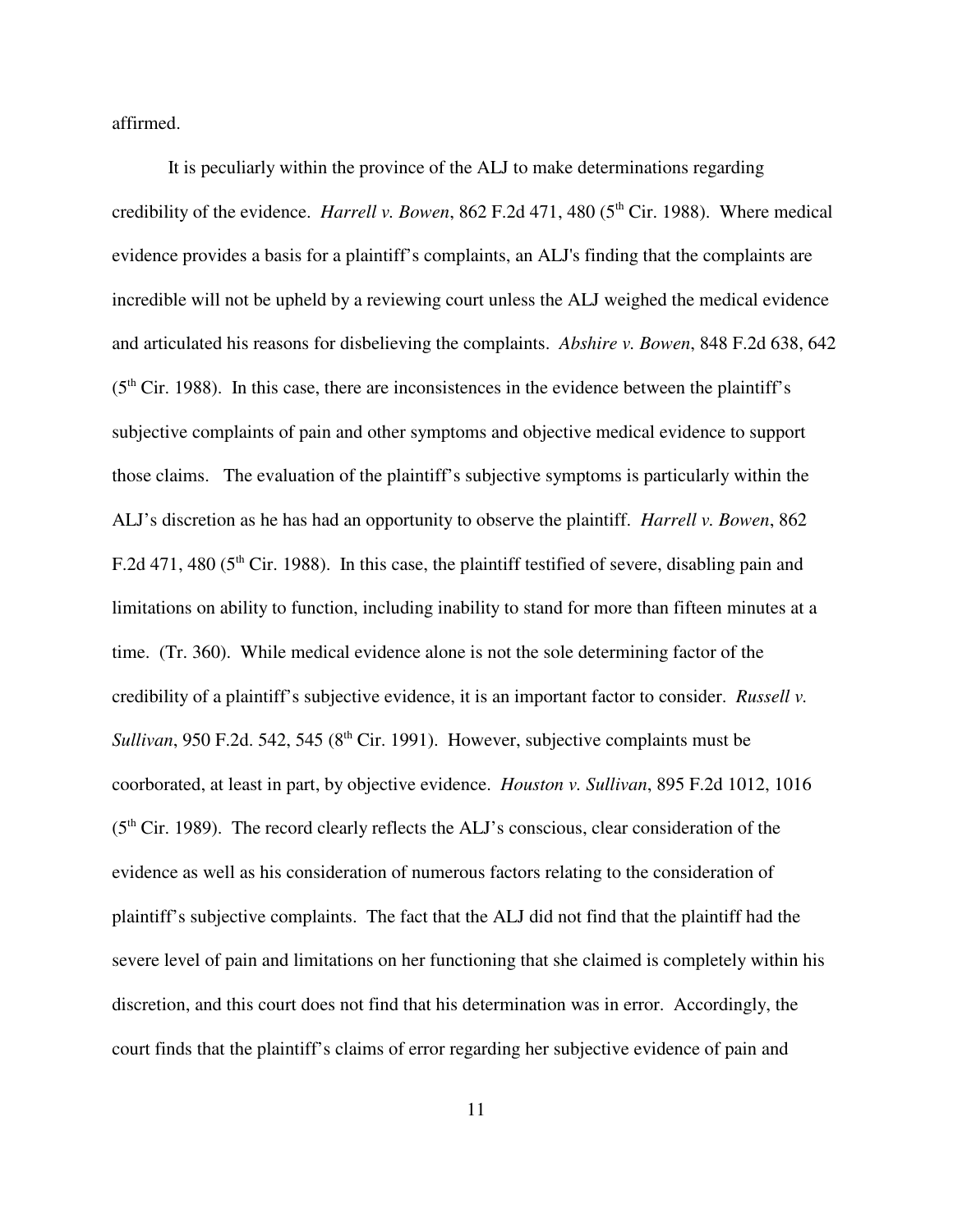affirmed.

It is peculiarly within the province of the ALJ to make determinations regarding credibility of the evidence. *Harrell v. Bowen*, 862 F.2d 471, 480 (5th Cir. 1988). Where medical evidence provides a basis for a plaintiff's complaints, an ALJ's finding that the complaints are incredible will not be upheld by a reviewing court unless the ALJ weighed the medical evidence and articulated his reasons for disbelieving the complaints. *Abshire v. Bowen*, 848 F.2d 638, 642 (5th Cir. 1988). In this case, there are inconsistences in the evidence between the plaintiff's subjective complaints of pain and other symptoms and objective medical evidence to support those claims. The evaluation of the plaintiff's subjective symptoms is particularly within the ALJ's discretion as he has had an opportunity to observe the plaintiff. *Harrell v. Bowen*, 862 F.2d 471, 480 (5th Cir. 1988). In this case, the plaintiff testified of severe, disabling pain and limitations on ability to function, including inability to stand for more than fifteen minutes at a time. (Tr. 360). While medical evidence alone is not the sole determining factor of the credibility of a plaintiff's subjective evidence, it is an important factor to consider. *Russell v. Sullivan*, 950 F.2d. 542, 545 (8th Cir. 1991). However, subjective complaints must be coorborated, at least in part, by objective evidence. *Houston v. Sullivan*, 895 F.2d 1012, 1016 (5th Cir. 1989). The record clearly reflects the ALJ's conscious, clear consideration of the evidence as well as his consideration of numerous factors relating to the consideration of plaintiff's subjective complaints. The fact that the ALJ did not find that the plaintiff had the severe level of pain and limitations on her functioning that she claimed is completely within his discretion, and this court does not find that his determination was in error. Accordingly, the court finds that the plaintiff's claims of error regarding her subjective evidence of pain and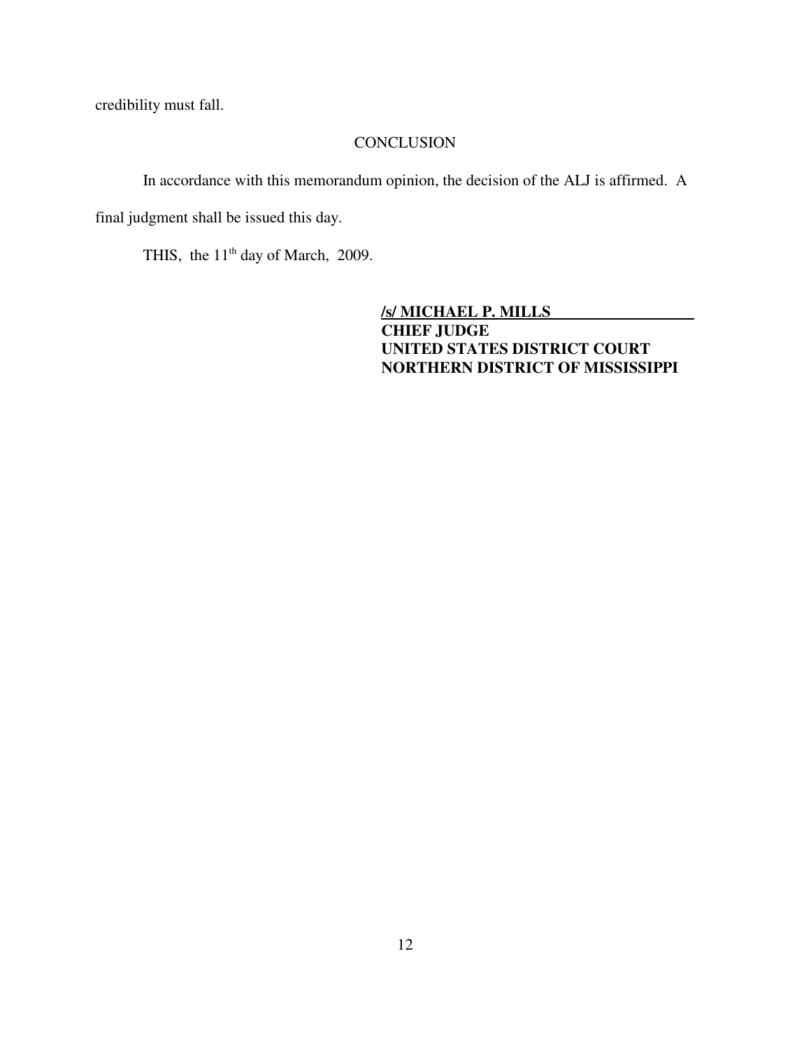credibility must fall.

## CONCLUSION

In accordance with this memorandum opinion, the decision of the ALJ is affirmed. A final judgment shall be issued this day.

THIS, the 11th day of March, 2009.

**/s/ MICHAEL P. MILLS**
**CHIEF JUDGE**
**UNITED STATES DISTRICT COURT**
**NORTHERN DISTRICT OF MISSISSIPPI**